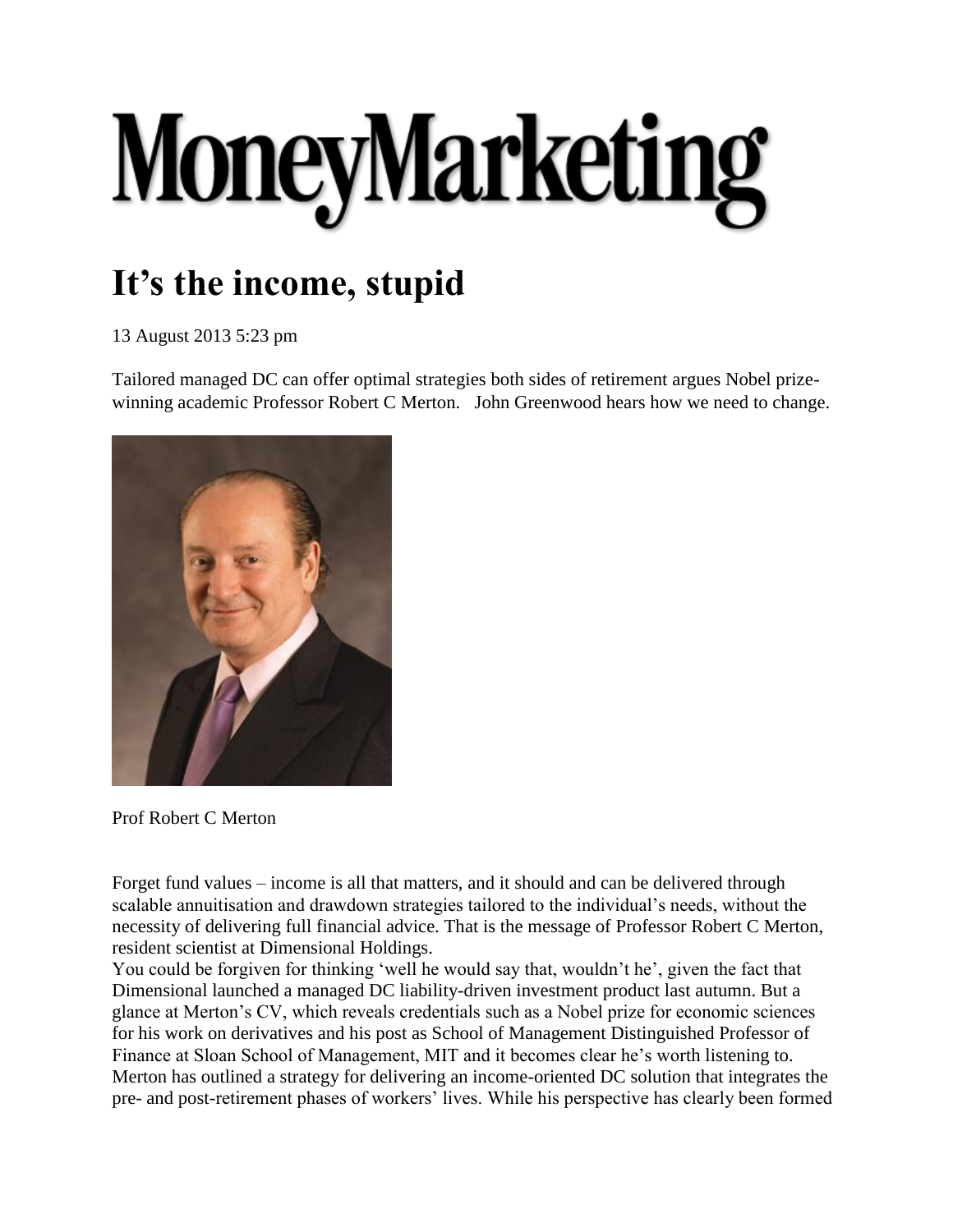# MoneyMarketing

## It's the income, stupid

13 August 2013 5:23 pm

Tailored managed DC can offer optimal strategies both sides of retirement argues Nobel prize-winning academic Professor Robert C Merton. John Greenwood hears how we need to change.

Prof Robert C Merton

Forget fund values – income is all that matters, and it should and can be delivered through scalable annuitisation and drawdown strategies tailored to the individual's needs, without the necessity of delivering full financial advice. That is the message of Professor Robert C Merton, resident scientist at Dimensional Holdings.

You could be forgiven for thinking 'well he would say that, wouldn't he', given the fact that Dimensional launched a managed DC liability-driven investment product last autumn. But a glance at Merton's CV, which reveals credentials such as a Nobel prize for economic sciences for his work on derivatives and his post as School of Management Distinguished Professor of Finance at Sloan School of Management, MIT and it becomes clear he's worth listening to.

Merton has outlined a strategy for delivering an income-oriented DC solution that integrates the pre- and post-retirement phases of workers' lives. While his perspective has clearly been formed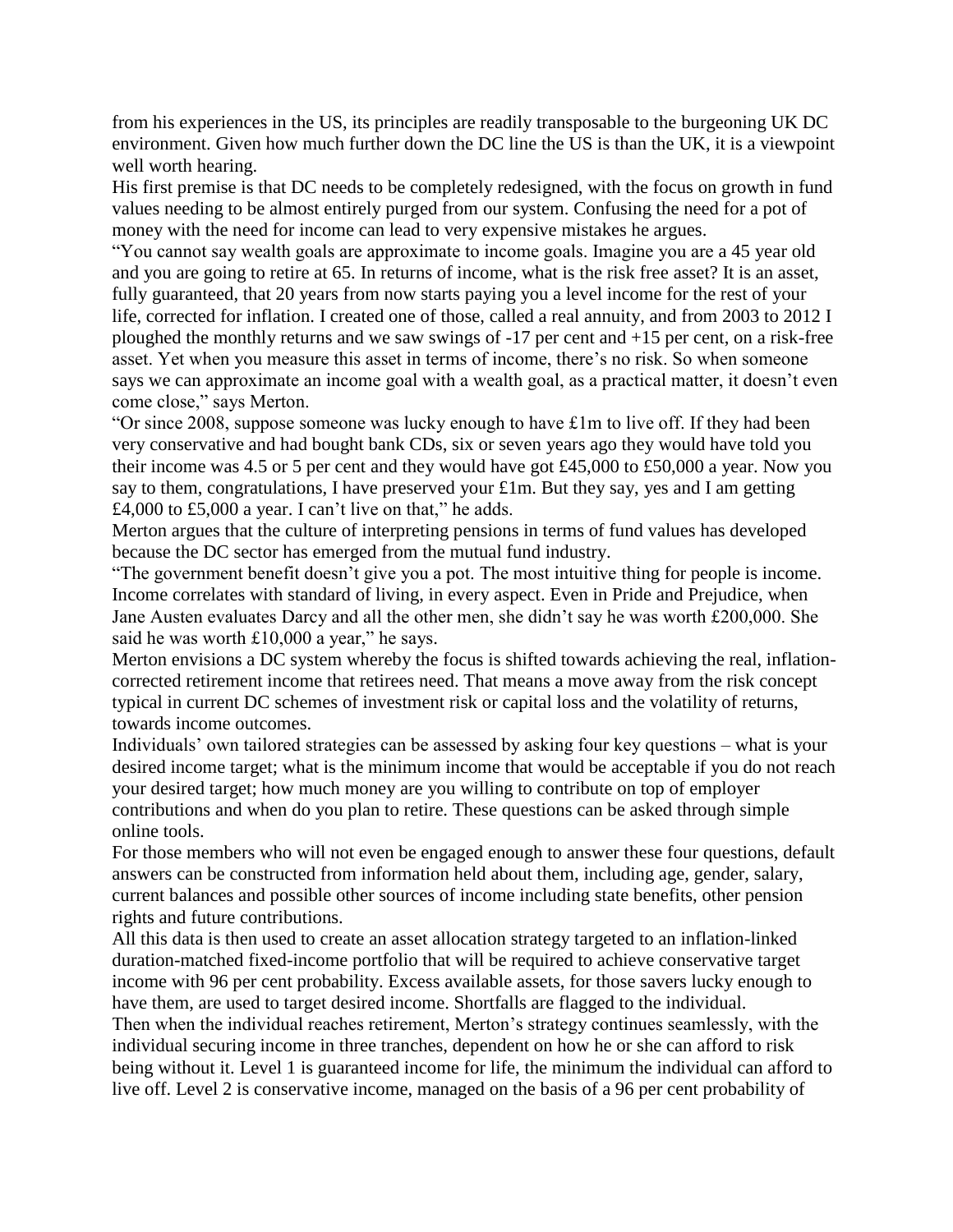from his experiences in the US, its principles are readily transposable to the burgeoning UK DC environment. Given how much further down the DC line the US is than the UK, it is a viewpoint well worth hearing.

His first premise is that DC needs to be completely redesigned, with the focus on growth in fund values needing to be almost entirely purged from our system. Confusing the need for a pot of money with the need for income can lead to very expensive mistakes he argues.

"You cannot say wealth goals are approximate to income goals. Imagine you are a 45 year old and you are going to retire at 65. In returns of income, what is the risk free asset? It is an asset, fully guaranteed, that 20 years from now starts paying you a level income for the rest of your life, corrected for inflation. I created one of those, called a real annuity, and from 2003 to 2012 I ploughed the monthly returns and we saw swings of -17 per cent and +15 per cent, on a risk-free asset. Yet when you measure this asset in terms of income, there's no risk. So when someone says we can approximate an income goal with a wealth goal, as a practical matter, it doesn't even come close," says Merton.

"Or since 2008, suppose someone was lucky enough to have £1m to live off. If they had been very conservative and had bought bank CDs, six or seven years ago they would have told you their income was 4.5 or 5 per cent and they would have got £45,000 to £50,000 a year. Now you say to them, congratulations, I have preserved your £1m. But they say, yes and I am getting £4,000 to £5,000 a year. I can't live on that," he adds.

Merton argues that the culture of interpreting pensions in terms of fund values has developed because the DC sector has emerged from the mutual fund industry.

"The government benefit doesn't give you a pot. The most intuitive thing for people is income. Income correlates with standard of living, in every aspect. Even in Pride and Prejudice, when Jane Austen evaluates Darcy and all the other men, she didn't say he was worth £200,000. She said he was worth £10,000 a year," he says.

Merton envisions a DC system whereby the focus is shifted towards achieving the real, inflation-corrected retirement income that retirees need. That means a move away from the risk concept typical in current DC schemes of investment risk or capital loss and the volatility of returns, towards income outcomes.

Individuals' own tailored strategies can be assessed by asking four key questions – what is your desired income target; what is the minimum income that would be acceptable if you do not reach your desired target; how much money are you willing to contribute on top of employer contributions and when do you plan to retire. These questions can be asked through simple online tools.

For those members who will not even be engaged enough to answer these four questions, default answers can be constructed from information held about them, including age, gender, salary, current balances and possible other sources of income including state benefits, other pension rights and future contributions.

All this data is then used to create an asset allocation strategy targeted to an inflation-linked duration-matched fixed-income portfolio that will be required to achieve conservative target income with 96 per cent probability. Excess available assets, for those savers lucky enough to have them, are used to target desired income. Shortfalls are flagged to the individual.

Then when the individual reaches retirement, Merton's strategy continues seamlessly, with the individual securing income in three tranches, dependent on how he or she can afford to risk being without it. Level 1 is guaranteed income for life, the minimum the individual can afford to live off. Level 2 is conservative income, managed on the basis of a 96 per cent probability of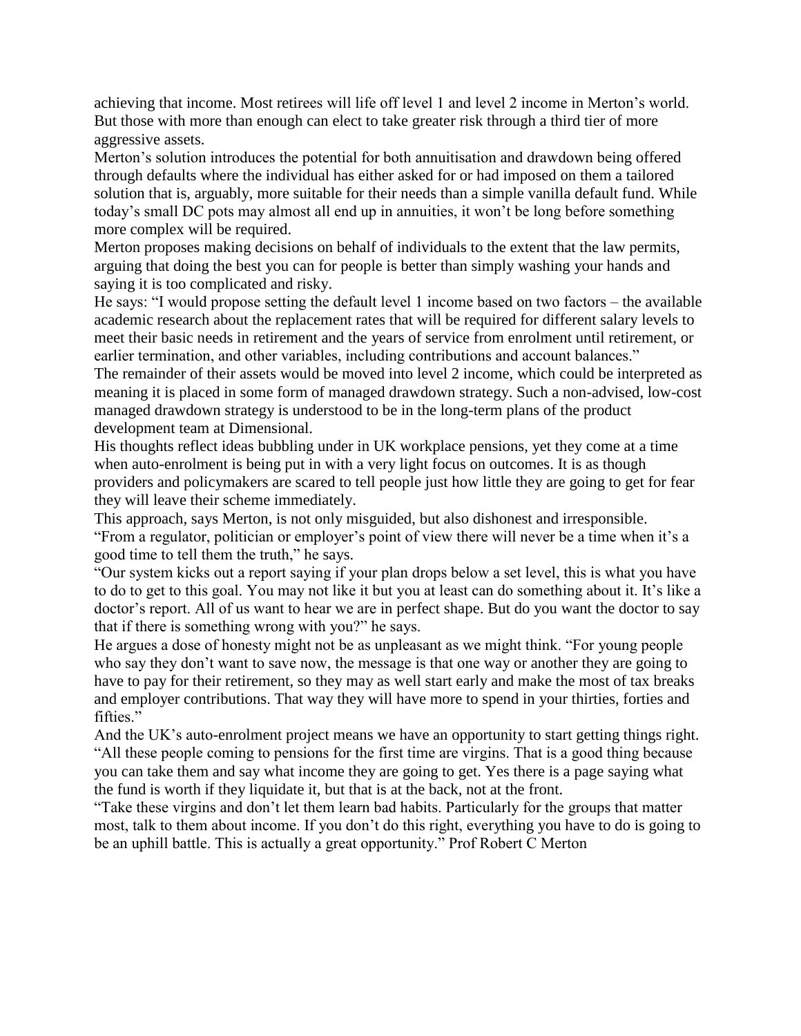achieving that income. Most retirees will life off level 1 and level 2 income in Merton's world. But those with more than enough can elect to take greater risk through a third tier of more aggressive assets.

Merton's solution introduces the potential for both annuitisation and drawdown being offered through defaults where the individual has either asked for or had imposed on them a tailored solution that is, arguably, more suitable for their needs than a simple vanilla default fund. While today's small DC pots may almost all end up in annuities, it won't be long before something more complex will be required.

Merton proposes making decisions on behalf of individuals to the extent that the law permits, arguing that doing the best you can for people is better than simply washing your hands and saying it is too complicated and risky.

He says: "I would propose setting the default level 1 income based on two factors – the available academic research about the replacement rates that will be required for different salary levels to meet their basic needs in retirement and the years of service from enrolment until retirement, or earlier termination, and other variables, including contributions and account balances."

The remainder of their assets would be moved into level 2 income, which could be interpreted as meaning it is placed in some form of managed drawdown strategy. Such a non-advised, low-cost managed drawdown strategy is understood to be in the long-term plans of the product development team at Dimensional.

His thoughts reflect ideas bubbling under in UK workplace pensions, yet they come at a time when auto-enrolment is being put in with a very light focus on outcomes. It is as though providers and policymakers are scared to tell people just how little they are going to get for fear they will leave their scheme immediately.

This approach, says Merton, is not only misguided, but also dishonest and irresponsible.

"From a regulator, politician or employer's point of view there will never be a time when it's a good time to tell them the truth," he says.

"Our system kicks out a report saying if your plan drops below a set level, this is what you have to do to get to this goal. You may not like it but you at least can do something about it. It's like a doctor's report. All of us want to hear we are in perfect shape. But do you want the doctor to say that if there is something wrong with you?" he says.

He argues a dose of honesty might not be as unpleasant as we might think. "For young people who say they don't want to save now, the message is that one way or another they are going to have to pay for their retirement, so they may as well start early and make the most of tax breaks and employer contributions. That way they will have more to spend in your thirties, forties and fifties."

And the UK's auto-enrolment project means we have an opportunity to start getting things right. "All these people coming to pensions for the first time are virgins. That is a good thing because you can take them and say what income they are going to get. Yes there is a page saying what the fund is worth if they liquidate it, but that is at the back, not at the front.

"Take these virgins and don't let them learn bad habits. Particularly for the groups that matter most, talk to them about income. If you don't do this right, everything you have to do is going to be an uphill battle. This is actually a great opportunity." Prof Robert C Merton